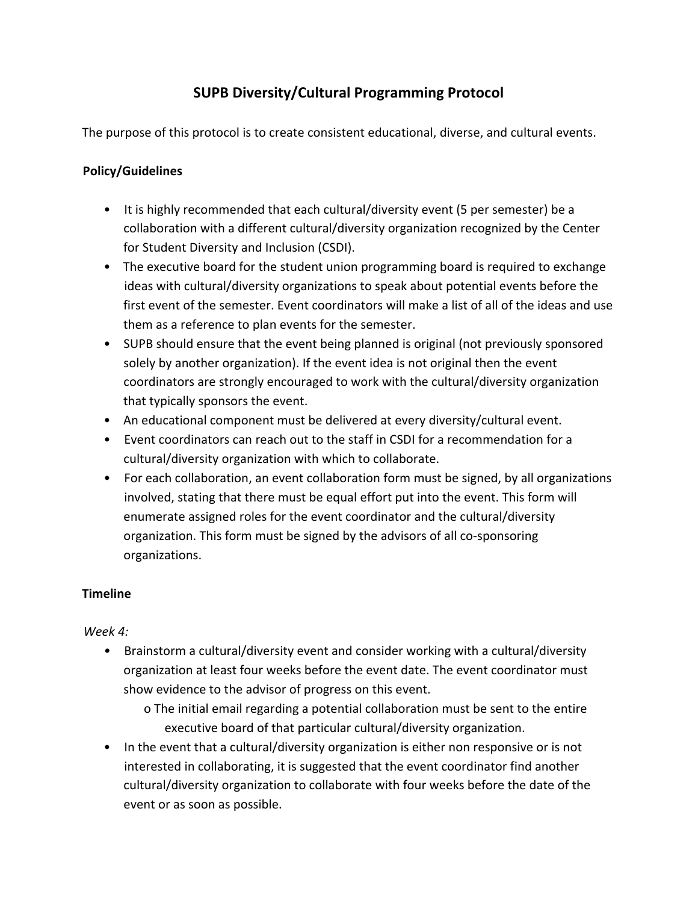# SUPB Diversity/Cultural Programming Protocol

The purpose of this protocol is to create consistent educational, diverse, and cultural events.

## Policy/Guidelines

- It is highly recommended that each cultural/diversity event (5 per semester) be a collaboration with a different cultural/diversity organization recognized by the Center for Student Diversity and Inclusion (CSDI).
- The executive board for the student union programming board is required to exchange ideas with cultural/diversity organizations to speak about potential events before the first event of the semester. Event coordinators will make a list of all of the ideas and use them as a reference to plan events for the semester.
- SUPB should ensure that the event being planned is original (not previously sponsored solely by another organization). If the event idea is not original then the event coordinators are strongly encouraged to work with the cultural/diversity organization that typically sponsors the event.
- An educational component must be delivered at every diversity/cultural event.
- Event coordinators can reach out to the staff in CSDI for a recommendation for a cultural/diversity organization with which to collaborate.
- For each collaboration, an event collaboration form must be signed, by all organizations involved, stating that there must be equal effort put into the event. This form will enumerate assigned roles for the event coordinator and the cultural/diversity organization. This form must be signed by the advisors of all co-sponsoring organizations.

## Timeline

*Week 4:*

- Brainstorm a cultural/diversity event and consider working with a cultural/diversity organization at least four weeks before the event date. The event coordinator must show evidence to the advisor of progress on this event.
  - The initial email regarding a potential collaboration must be sent to the entire executive board of that particular cultural/diversity organization.
- In the event that a cultural/diversity organization is either non responsive or is not interested in collaborating, it is suggested that the event coordinator find another cultural/diversity organization to collaborate with four weeks before the date of the event or as soon as possible.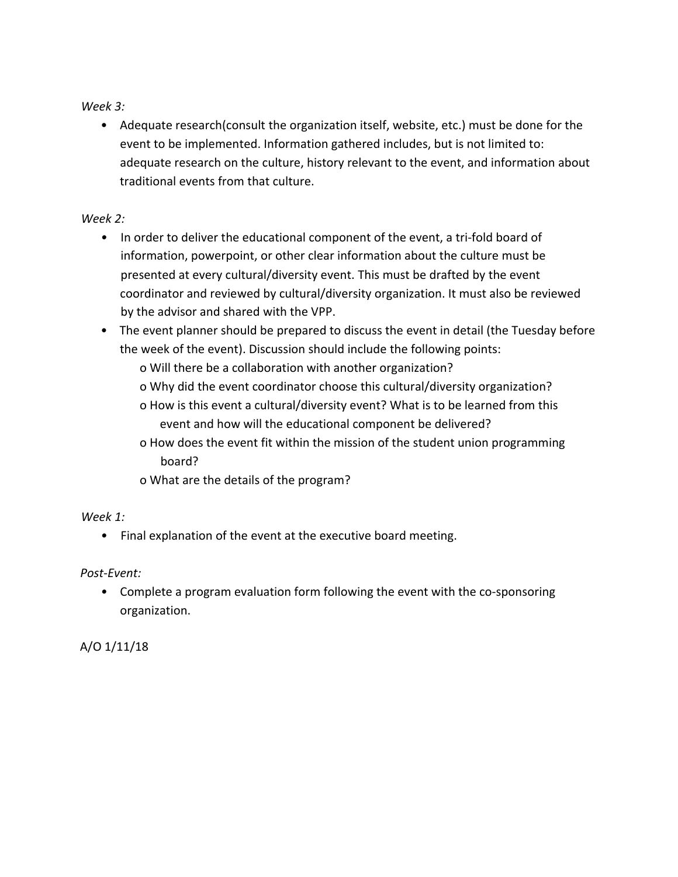*Week 3:*

- Adequate research(consult the organization itself, website, etc.) must be done for the event to be implemented. Information gathered includes, but is not limited to: adequate research on the culture, history relevant to the event, and information about traditional events from that culture.

*Week 2:*

- In order to deliver the educational component of the event, a tri-fold board of information, powerpoint, or other clear information about the culture must be presented at every cultural/diversity event. This must be drafted by the event coordinator and reviewed by cultural/diversity organization. It must also be reviewed by the advisor and shared with the VPP.
- The event planner should be prepared to discuss the event in detail (the Tuesday before the week of the event). Discussion should include the following points:
  - Will there be a collaboration with another organization?
  - Why did the event coordinator choose this cultural/diversity organization?
  - How is this event a cultural/diversity event? What is to be learned from this event and how will the educational component be delivered?
  - How does the event fit within the mission of the student union programming board?
  - What are the details of the program?

*Week 1:*

- Final explanation of the event at the executive board meeting.

*Post-Event:*

- Complete a program evaluation form following the event with the co-sponsoring organization.

A/O 1/11/18